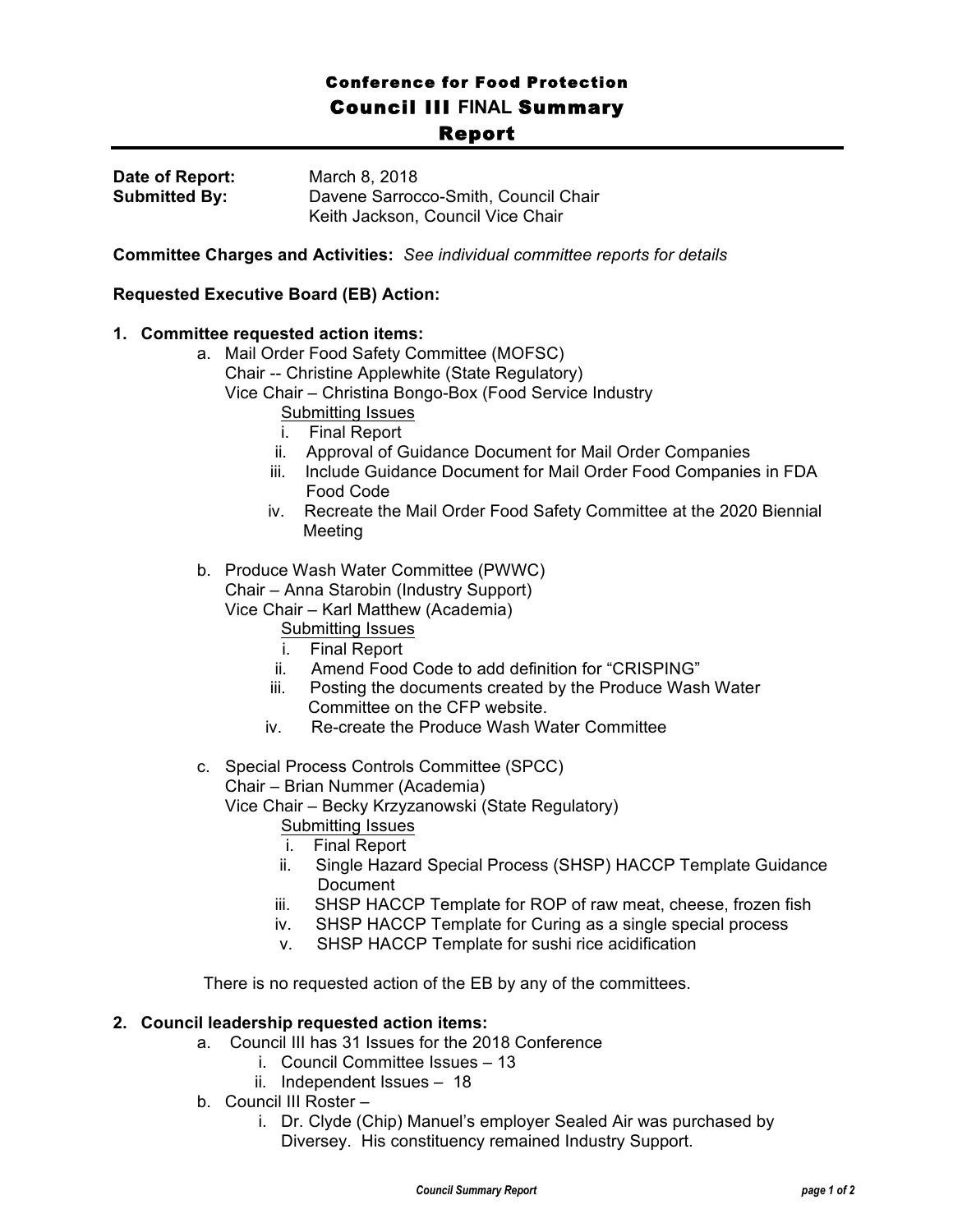# Conference for Food Protection

## Council III FINAL Summary Report

**Date of Report:** March 8, 2018

**Submitted By:** Davene Sarrocco-Smith, Council Chair
Keith Jackson, Council Vice Chair

**Committee Charges and Activities:** *See individual committee reports for details*

**Requested Executive Board (EB) Action:**

**1. Committee requested action items:**

a. Mail Order Food Safety Committee (MOFSC)
Chair -- Christine Applewhite (State Regulatory)
Vice Chair – Christina Bongo-Box (Food Service Industry

Submitting Issues

i. Final Report
ii. Approval of Guidance Document for Mail Order Companies
iii. Include Guidance Document for Mail Order Food Companies in FDA Food Code
iv. Recreate the Mail Order Food Safety Committee at the 2020 Biennial Meeting

b. Produce Wash Water Committee (PWWC)
Chair – Anna Starobin (Industry Support)
Vice Chair – Karl Matthew (Academia)

Submitting Issues

i. Final Report
ii. Amend Food Code to add definition for "CRISPING"
iii. Posting the documents created by the Produce Wash Water Committee on the CFP website.
iv. Re-create the Produce Wash Water Committee

c. Special Process Controls Committee (SPCC)
Chair – Brian Nummer (Academia)
Vice Chair – Becky Krzyzanowski (State Regulatory)

Submitting Issues

i. Final Report
ii. Single Hazard Special Process (SHSP) HACCP Template Guidance Document
iii. SHSP HACCP Template for ROP of raw meat, cheese, frozen fish
iv. SHSP HACCP Template for Curing as a single special process
v. SHSP HACCP Template for sushi rice acidification

There is no requested action of the EB by any of the committees.

**2. Council leadership requested action items:**

a. Council III has 31 Issues for the 2018 Conference
   i. Council Committee Issues – 13
   ii. Independent Issues – 18

b. Council III Roster –
   i. Dr. Clyde (Chip) Manuel's employer Sealed Air was purchased by Diversey. His constituency remained Industry Support.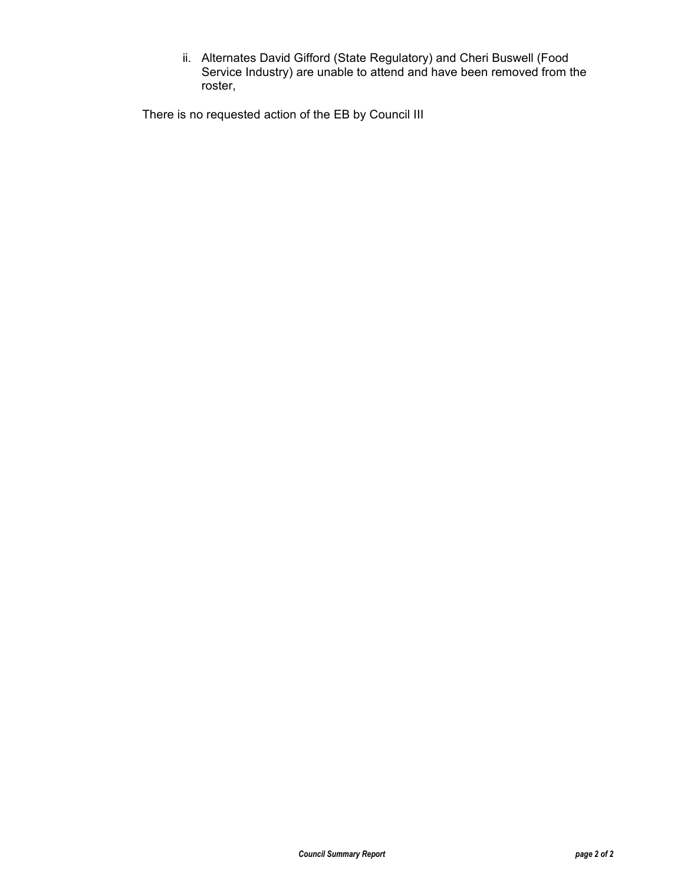ii. Alternates David Gifford (State Regulatory) and Cheri Buswell (Food Service Industry) are unable to attend and have been removed from the roster,

There is no requested action of the EB by Council III